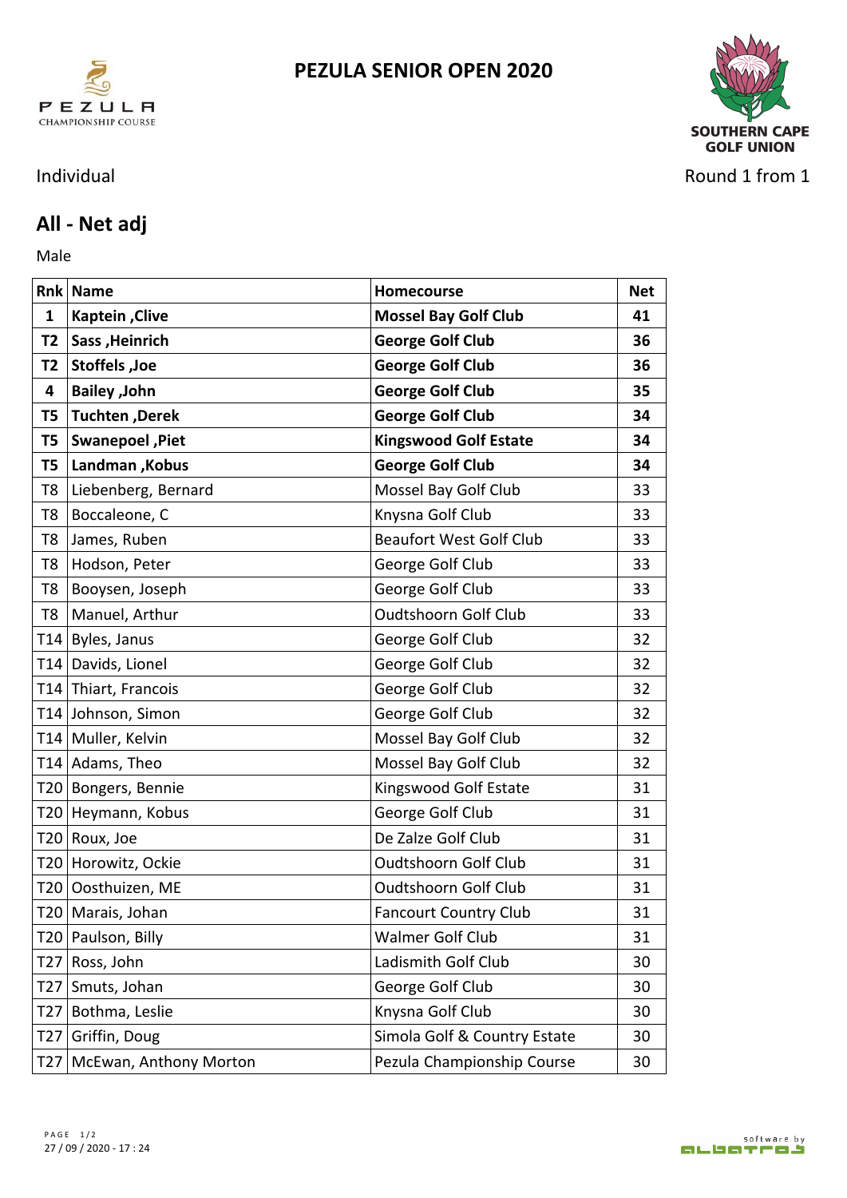# PEZULA SENIOR OPEN 2020

PEZULA CHAMPIONSHIP COURSE

SOUTHERN CAPE GOLF UNION

Individual

Round 1 from 1

## All - Net adj

Male

| Rnk | Name | Homecourse | Net |
|---|---|---|---|
| **1** | **Kaptein ,Clive** | **Mossel Bay Golf Club** | **41** |
| **T2** | **Sass ,Heinrich** | **George Golf Club** | **36** |
| **T2** | **Stoffels ,Joe** | **George Golf Club** | **36** |
| **4** | **Bailey ,John** | **George Golf Club** | **35** |
| **T5** | **Tuchten ,Derek** | **George Golf Club** | **34** |
| **T5** | **Swanepoel ,Piet** | **Kingswood Golf Estate** | **34** |
| **T5** | **Landman ,Kobus** | **George Golf Club** | **34** |
| T8 | Liebenberg, Bernard | Mossel Bay Golf Club | 33 |
| T8 | Boccaleone, C | Knysna Golf Club | 33 |
| T8 | James, Ruben | Beaufort West Golf Club | 33 |
| T8 | Hodson, Peter | George Golf Club | 33 |
| T8 | Booysen, Joseph | George Golf Club | 33 |
| T8 | Manuel, Arthur | Oudtshoorn Golf Club | 33 |
| T14 | Byles, Janus | George Golf Club | 32 |
| T14 | Davids, Lionel | George Golf Club | 32 |
| T14 | Thiart, Francois | George Golf Club | 32 |
| T14 | Johnson, Simon | George Golf Club | 32 |
| T14 | Muller, Kelvin | Mossel Bay Golf Club | 32 |
| T14 | Adams, Theo | Mossel Bay Golf Club | 32 |
| T20 | Bongers, Bennie | Kingswood Golf Estate | 31 |
| T20 | Heymann, Kobus | George Golf Club | 31 |
| T20 | Roux, Joe | De Zalze Golf Club | 31 |
| T20 | Horowitz, Ockie | Oudtshoorn Golf Club | 31 |
| T20 | Oosthuizen, ME | Oudtshoorn Golf Club | 31 |
| T20 | Marais, Johan | Fancourt Country Club | 31 |
| T20 | Paulson, Billy | Walmer Golf Club | 31 |
| T27 | Ross, John | Ladismith Golf Club | 30 |
| T27 | Smuts, Johan | George Golf Club | 30 |
| T27 | Bothma, Leslie | Knysna Golf Club | 30 |
| T27 | Griffin, Doug | Simola Golf & Country Estate | 30 |
| T27 | McEwan, Anthony Morton | Pezula Championship Course | 30 |

27 / 09 / 2020 - 17 : 24

software by albatros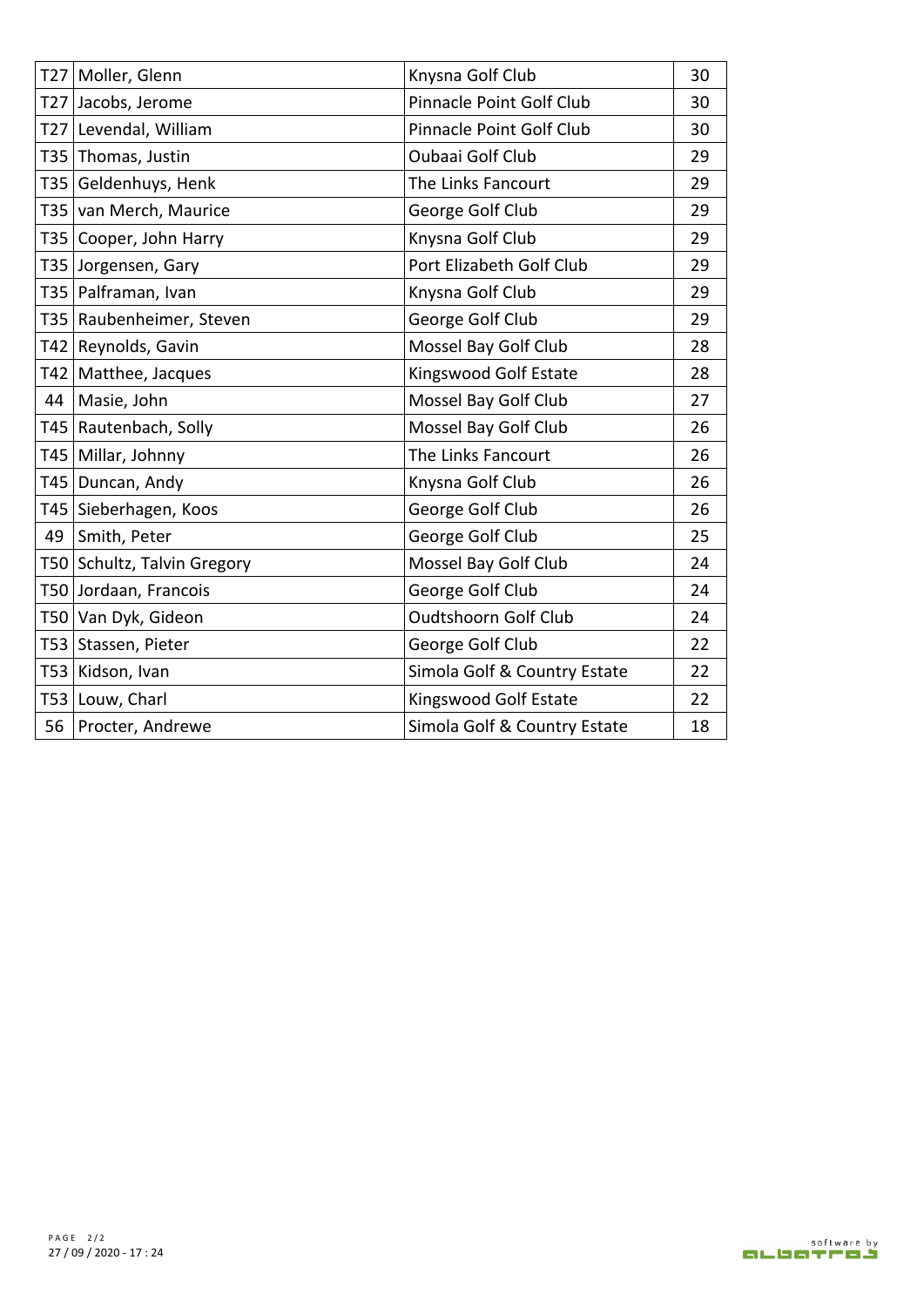| | | | |
|---|---|---|---|
| T27 | Moller, Glenn | Knysna Golf Club | 30 |
| T27 | Jacobs, Jerome | Pinnacle Point Golf Club | 30 |
| T27 | Levendal, William | Pinnacle Point Golf Club | 30 |
| T35 | Thomas, Justin | Oubaai Golf Club | 29 |
| T35 | Geldenhuys, Henk | The Links Fancourt | 29 |
| T35 | van Merch, Maurice | George Golf Club | 29 |
| T35 | Cooper, John Harry | Knysna Golf Club | 29 |
| T35 | Jorgensen, Gary | Port Elizabeth Golf Club | 29 |
| T35 | Palframan, Ivan | Knysna Golf Club | 29 |
| T35 | Raubenheimer, Steven | George Golf Club | 29 |
| T42 | Reynolds, Gavin | Mossel Bay Golf Club | 28 |
| T42 | Matthee, Jacques | Kingswood Golf Estate | 28 |
| 44 | Masie, John | Mossel Bay Golf Club | 27 |
| T45 | Rautenbach, Solly | Mossel Bay Golf Club | 26 |
| T45 | Millar, Johnny | The Links Fancourt | 26 |
| T45 | Duncan, Andy | Knysna Golf Club | 26 |
| T45 | Sieberhagen, Koos | George Golf Club | 26 |
| 49 | Smith, Peter | George Golf Club | 25 |
| T50 | Schultz, Talvin Gregory | Mossel Bay Golf Club | 24 |
| T50 | Jordaan, Francois | George Golf Club | 24 |
| T50 | Van Dyk, Gideon | Oudtshoorn Golf Club | 24 |
| T53 | Stassen, Pieter | George Golf Club | 22 |
| T53 | Kidson, Ivan | Simola Golf & Country Estate | 22 |
| T53 | Louw, Charl | Kingswood Golf Estate | 22 |
| 56 | Procter, Andrewe | Simola Golf & Country Estate | 18 |